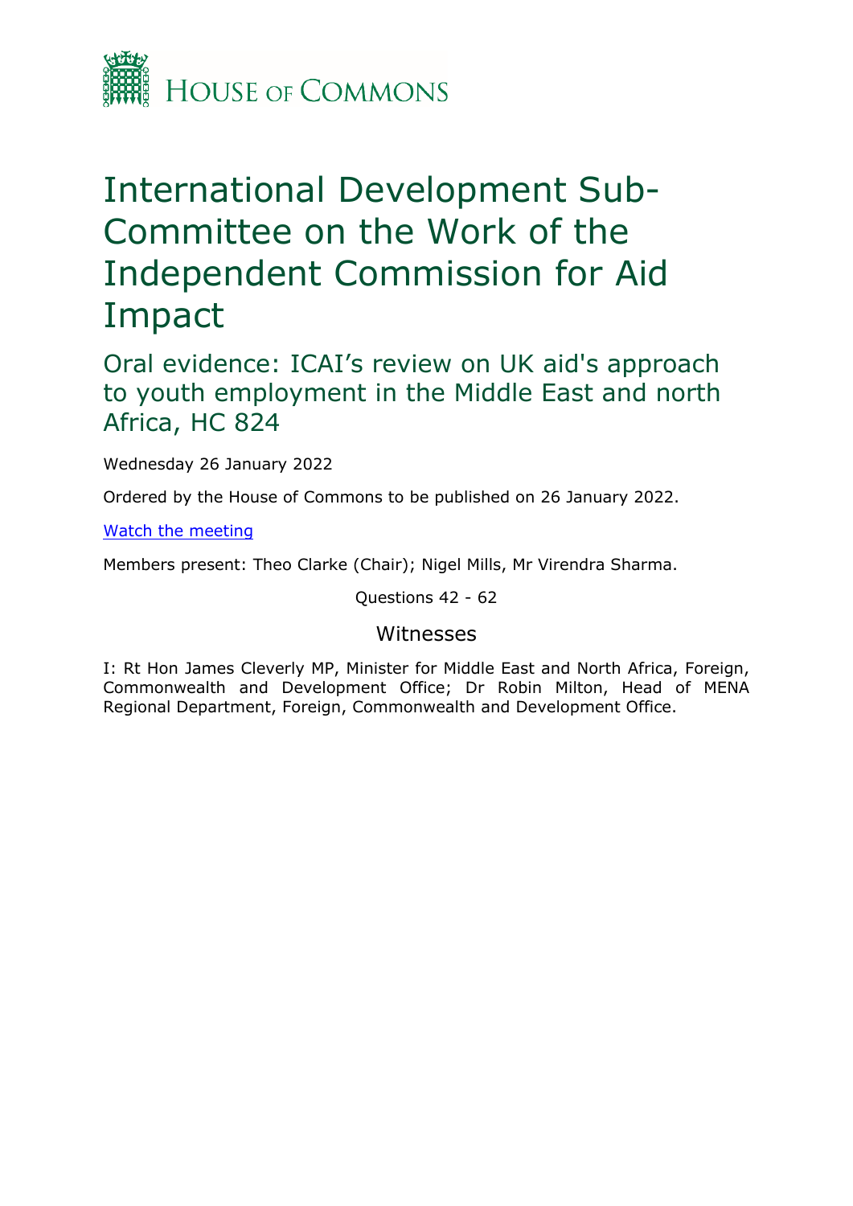HOUSE OF COMMONS

# International Development Sub-Committee on the Work of the Independent Commission for Aid Impact

## Oral evidence: ICAI's review on UK aid's approach to youth employment in the Middle East and north Africa, HC 824

Wednesday 26 January 2022

Ordered by the House of Commons to be published on 26 January 2022.

[Watch the meeting]

Members present: Theo Clarke (Chair); Nigel Mills, Mr Virendra Sharma.

Questions 42 - 62

### Witnesses

I: Rt Hon James Cleverly MP, Minister for Middle East and North Africa, Foreign, Commonwealth and Development Office; Dr Robin Milton, Head of MENA Regional Department, Foreign, Commonwealth and Development Office.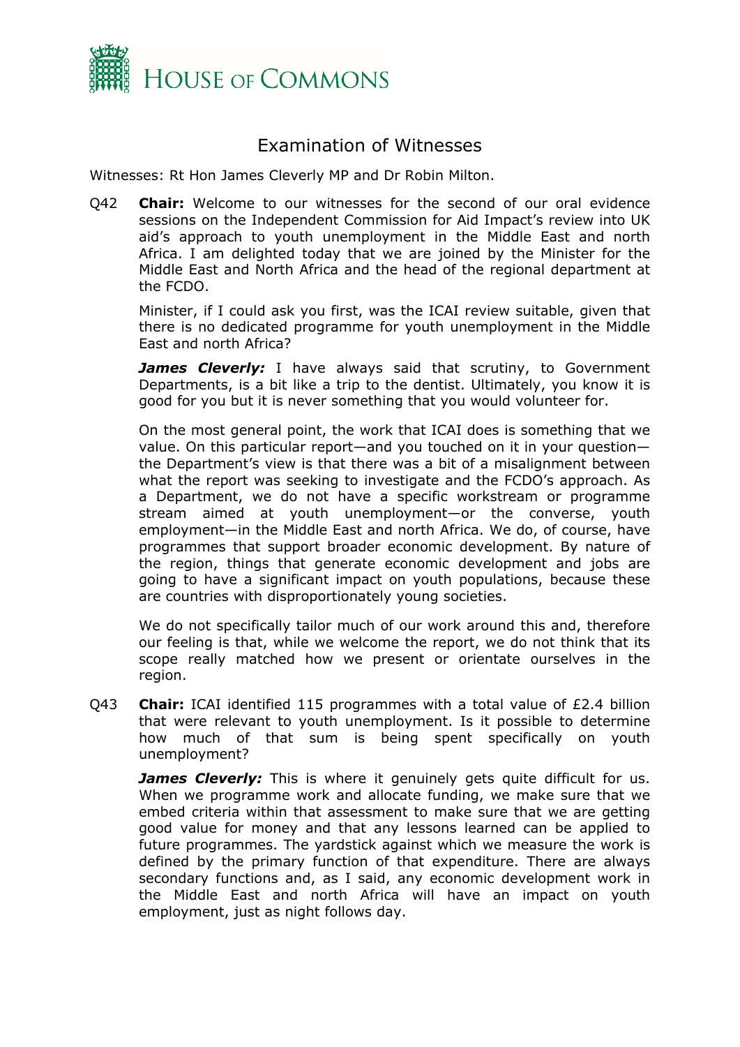# Examination of Witnesses

Witnesses: Rt Hon James Cleverly MP and Dr Robin Milton.

Q42 **Chair:** Welcome to our witnesses for the second of our oral evidence sessions on the Independent Commission for Aid Impact's review into UK aid's approach to youth unemployment in the Middle East and north Africa. I am delighted today that we are joined by the Minister for the Middle East and North Africa and the head of the regional department at the FCDO.

Minister, if I could ask you first, was the ICAI review suitable, given that there is no dedicated programme for youth unemployment in the Middle East and north Africa?

***James Cleverly:*** I have always said that scrutiny, to Government Departments, is a bit like a trip to the dentist. Ultimately, you know it is good for you but it is never something that you would volunteer for.

On the most general point, the work that ICAI does is something that we value. On this particular report—and you touched on it in your question—the Department's view is that there was a bit of a misalignment between what the report was seeking to investigate and the FCDO's approach. As a Department, we do not have a specific workstream or programme stream aimed at youth unemployment—or the converse, youth employment—in the Middle East and north Africa. We do, of course, have programmes that support broader economic development. By nature of the region, things that generate economic development and jobs are going to have a significant impact on youth populations, because these are countries with disproportionately young societies.

We do not specifically tailor much of our work around this and, therefore our feeling is that, while we welcome the report, we do not think that its scope really matched how we present or orientate ourselves in the region.

Q43 **Chair:** ICAI identified 115 programmes with a total value of £2.4 billion that were relevant to youth unemployment. Is it possible to determine how much of that sum is being spent specifically on youth unemployment?

***James Cleverly:*** This is where it genuinely gets quite difficult for us. When we programme work and allocate funding, we make sure that we embed criteria within that assessment to make sure that we are getting good value for money and that any lessons learned can be applied to future programmes. The yardstick against which we measure the work is defined by the primary function of that expenditure. There are always secondary functions and, as I said, any economic development work in the Middle East and north Africa will have an impact on youth employment, just as night follows day.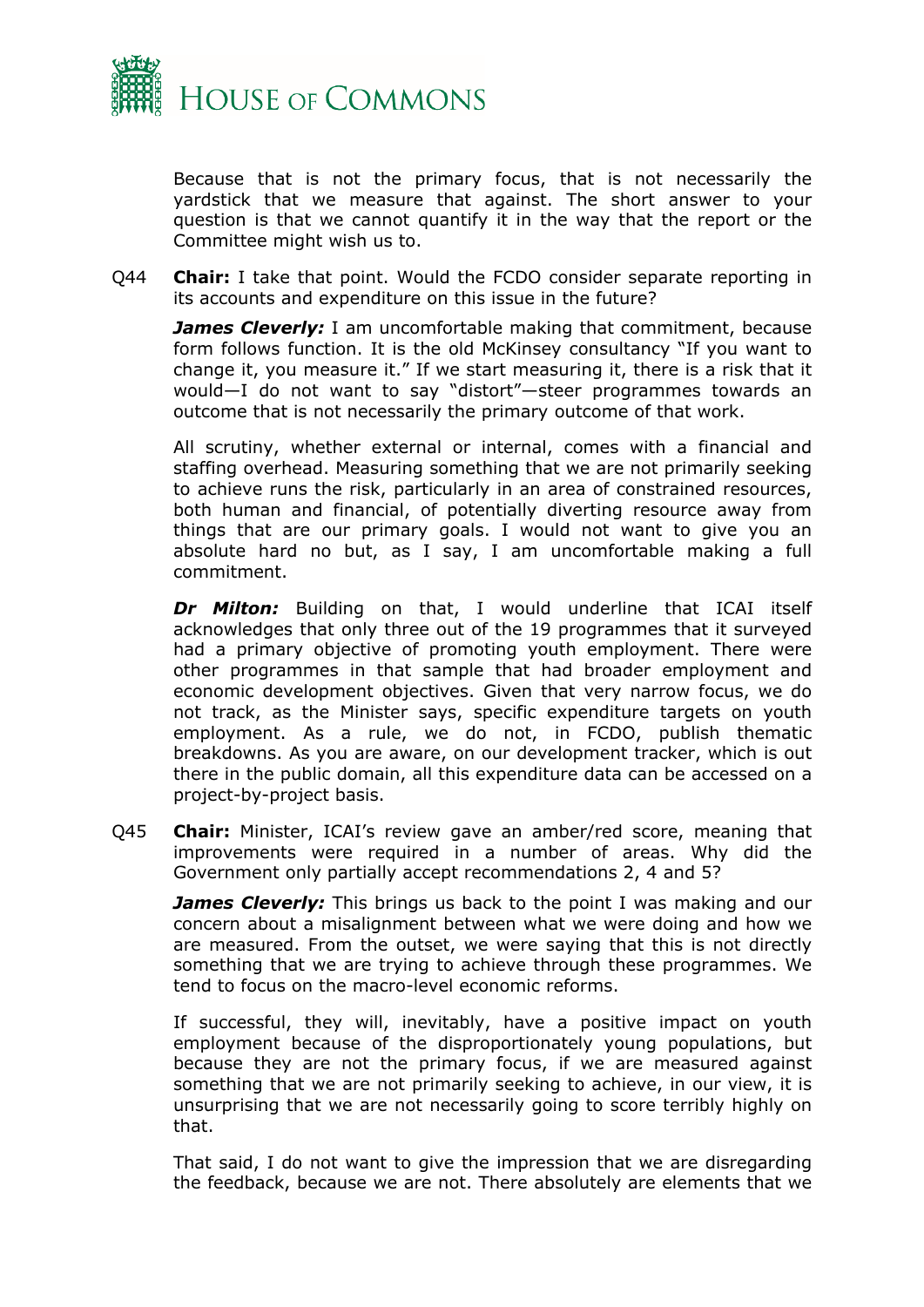Because that is not the primary focus, that is not necessarily the yardstick that we measure that against. The short answer to your question is that we cannot quantify it in the way that the report or the Committee might wish us to.

Q44 **Chair:** I take that point. Would the FCDO consider separate reporting in its accounts and expenditure on this issue in the future?

***James Cleverly:*** I am uncomfortable making that commitment, because form follows function. It is the old McKinsey consultancy "If you want to change it, you measure it." If we start measuring it, there is a risk that it would—I do not want to say "distort"—steer programmes towards an outcome that is not necessarily the primary outcome of that work.

All scrutiny, whether external or internal, comes with a financial and staffing overhead. Measuring something that we are not primarily seeking to achieve runs the risk, particularly in an area of constrained resources, both human and financial, of potentially diverting resource away from things that are our primary goals. I would not want to give you an absolute hard no but, as I say, I am uncomfortable making a full commitment.

***Dr Milton:*** Building on that, I would underline that ICAI itself acknowledges that only three out of the 19 programmes that it surveyed had a primary objective of promoting youth employment. There were other programmes in that sample that had broader employment and economic development objectives. Given that very narrow focus, we do not track, as the Minister says, specific expenditure targets on youth employment. As a rule, we do not, in FCDO, publish thematic breakdowns. As you are aware, on our development tracker, which is out there in the public domain, all this expenditure data can be accessed on a project-by-project basis.

Q45 **Chair:** Minister, ICAI's review gave an amber/red score, meaning that improvements were required in a number of areas. Why did the Government only partially accept recommendations 2, 4 and 5?

***James Cleverly:*** This brings us back to the point I was making and our concern about a misalignment between what we were doing and how we are measured. From the outset, we were saying that this is not directly something that we are trying to achieve through these programmes. We tend to focus on the macro-level economic reforms.

If successful, they will, inevitably, have a positive impact on youth employment because of the disproportionately young populations, but because they are not the primary focus, if we are measured against something that we are not primarily seeking to achieve, in our view, it is unsurprising that we are not necessarily going to score terribly highly on that.

That said, I do not want to give the impression that we are disregarding the feedback, because we are not. There absolutely are elements that we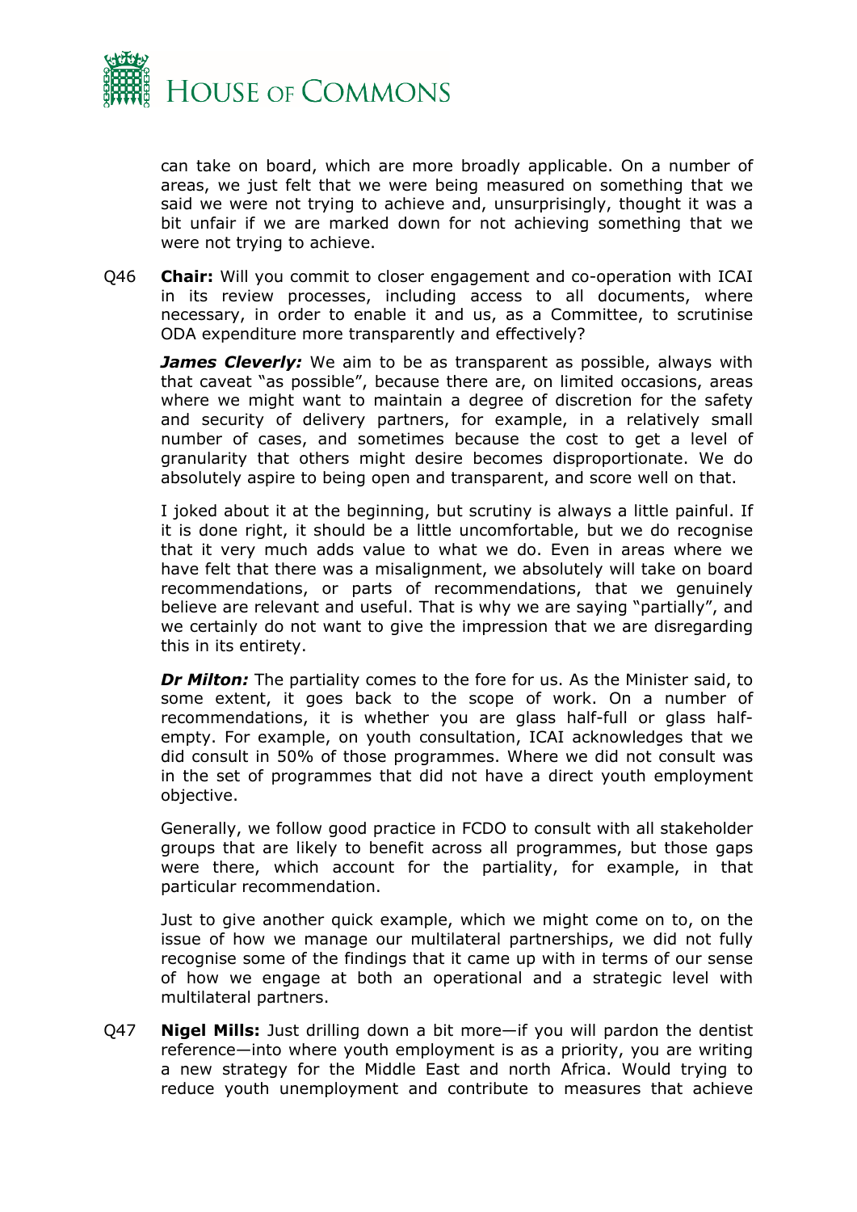can take on board, which are more broadly applicable. On a number of areas, we just felt that we were being measured on something that we said we were not trying to achieve and, unsurprisingly, thought it was a bit unfair if we are marked down for not achieving something that we were not trying to achieve.

Q46 **Chair:** Will you commit to closer engagement and co-operation with ICAI in its review processes, including access to all documents, where necessary, in order to enable it and us, as a Committee, to scrutinise ODA expenditure more transparently and effectively?

***James Cleverly:*** We aim to be as transparent as possible, always with that caveat "as possible", because there are, on limited occasions, areas where we might want to maintain a degree of discretion for the safety and security of delivery partners, for example, in a relatively small number of cases, and sometimes because the cost to get a level of granularity that others might desire becomes disproportionate. We do absolutely aspire to being open and transparent, and score well on that.

I joked about it at the beginning, but scrutiny is always a little painful. If it is done right, it should be a little uncomfortable, but we do recognise that it very much adds value to what we do. Even in areas where we have felt that there was a misalignment, we absolutely will take on board recommendations, or parts of recommendations, that we genuinely believe are relevant and useful. That is why we are saying "partially", and we certainly do not want to give the impression that we are disregarding this in its entirety.

***Dr Milton:*** The partiality comes to the fore for us. As the Minister said, to some extent, it goes back to the scope of work. On a number of recommendations, it is whether you are glass half-full or glass half-empty. For example, on youth consultation, ICAI acknowledges that we did consult in 50% of those programmes. Where we did not consult was in the set of programmes that did not have a direct youth employment objective.

Generally, we follow good practice in FCDO to consult with all stakeholder groups that are likely to benefit across all programmes, but those gaps were there, which account for the partiality, for example, in that particular recommendation.

Just to give another quick example, which we might come on to, on the issue of how we manage our multilateral partnerships, we did not fully recognise some of the findings that it came up with in terms of our sense of how we engage at both an operational and a strategic level with multilateral partners.

Q47 **Nigel Mills:** Just drilling down a bit more—if you will pardon the dentist reference—into where youth employment is as a priority, you are writing a new strategy for the Middle East and north Africa. Would trying to reduce youth unemployment and contribute to measures that achieve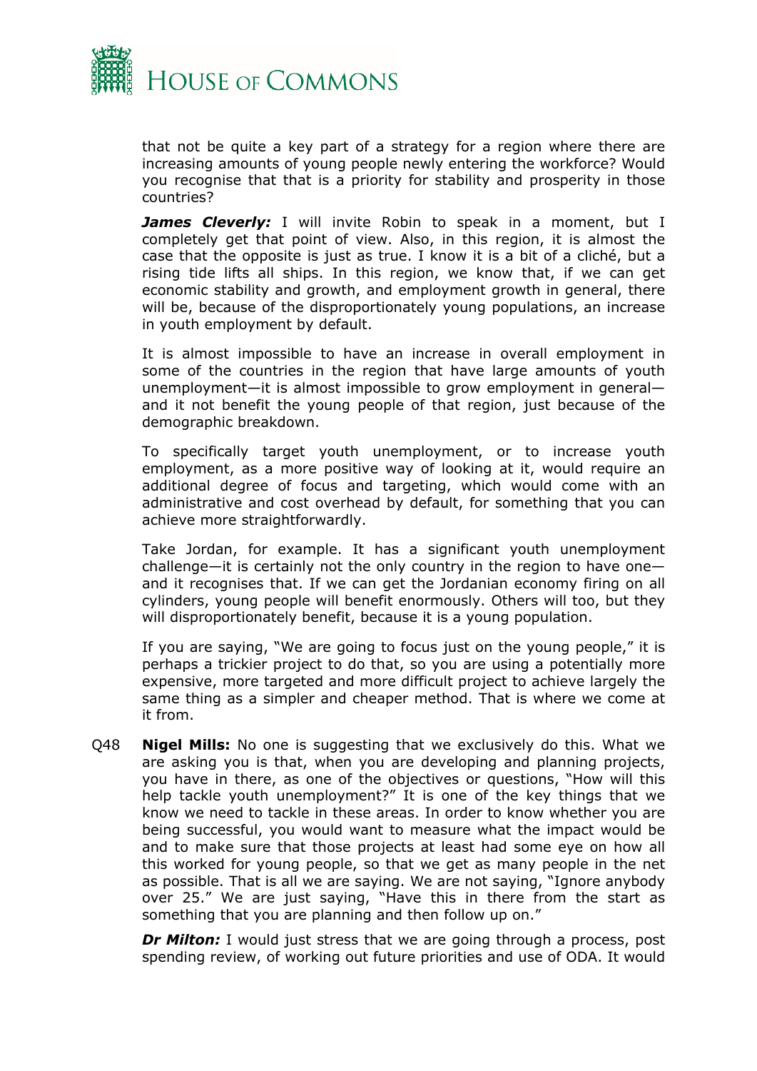that not be quite a key part of a strategy for a region where there are increasing amounts of young people newly entering the workforce? Would you recognise that that is a priority for stability and prosperity in those countries?

***James Cleverly:*** I will invite Robin to speak in a moment, but I completely get that point of view. Also, in this region, it is almost the case that the opposite is just as true. I know it is a bit of a cliché, but a rising tide lifts all ships. In this region, we know that, if we can get economic stability and growth, and employment growth in general, there will be, because of the disproportionately young populations, an increase in youth employment by default.

It is almost impossible to have an increase in overall employment in some of the countries in the region that have large amounts of youth unemployment—it is almost impossible to grow employment in general—and it not benefit the young people of that region, just because of the demographic breakdown.

To specifically target youth unemployment, or to increase youth employment, as a more positive way of looking at it, would require an additional degree of focus and targeting, which would come with an administrative and cost overhead by default, for something that you can achieve more straightforwardly.

Take Jordan, for example. It has a significant youth unemployment challenge—it is certainly not the only country in the region to have one—and it recognises that. If we can get the Jordanian economy firing on all cylinders, young people will benefit enormously. Others will too, but they will disproportionately benefit, because it is a young population.

If you are saying, "We are going to focus just on the young people," it is perhaps a trickier project to do that, so you are using a potentially more expensive, more targeted and more difficult project to achieve largely the same thing as a simpler and cheaper method. That is where we come at it from.

Q48 **Nigel Mills:** No one is suggesting that we exclusively do this. What we are asking you is that, when you are developing and planning projects, you have in there, as one of the objectives or questions, "How will this help tackle youth unemployment?" It is one of the key things that we know we need to tackle in these areas. In order to know whether you are being successful, you would want to measure what the impact would be and to make sure that those projects at least had some eye on how all this worked for young people, so that we get as many people in the net as possible. That is all we are saying. We are not saying, "Ignore anybody over 25." We are just saying, "Have this in there from the start as something that you are planning and then follow up on."

***Dr Milton:*** I would just stress that we are going through a process, post spending review, of working out future priorities and use of ODA. It would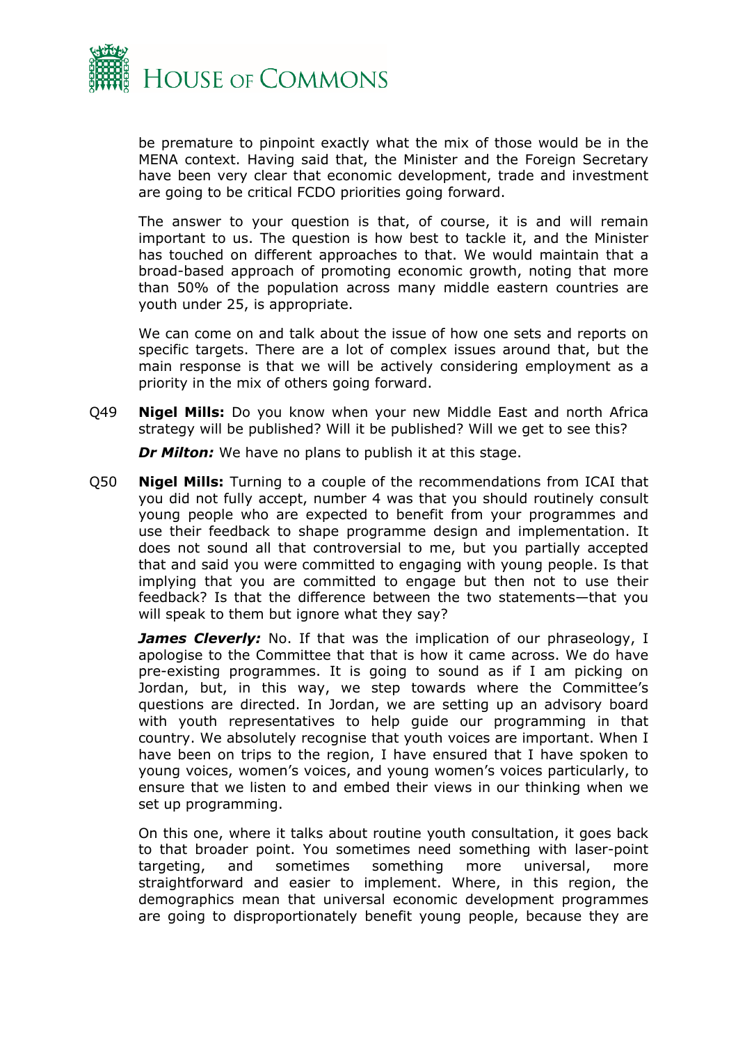be premature to pinpoint exactly what the mix of those would be in the MENA context. Having said that, the Minister and the Foreign Secretary have been very clear that economic development, trade and investment are going to be critical FCDO priorities going forward.

The answer to your question is that, of course, it is and will remain important to us. The question is how best to tackle it, and the Minister has touched on different approaches to that. We would maintain that a broad-based approach of promoting economic growth, noting that more than 50% of the population across many middle eastern countries are youth under 25, is appropriate.

We can come on and talk about the issue of how one sets and reports on specific targets. There are a lot of complex issues around that, but the main response is that we will be actively considering employment as a priority in the mix of others going forward.

Q49 **Nigel Mills:** Do you know when your new Middle East and north Africa strategy will be published? Will it be published? Will we get to see this?

***Dr Milton:*** We have no plans to publish it at this stage.

Q50 **Nigel Mills:** Turning to a couple of the recommendations from ICAI that you did not fully accept, number 4 was that you should routinely consult young people who are expected to benefit from your programmes and use their feedback to shape programme design and implementation. It does not sound all that controversial to me, but you partially accepted that and said you were committed to engaging with young people. Is that implying that you are committed to engage but then not to use their feedback? Is that the difference between the two statements—that you will speak to them but ignore what they say?

***James Cleverly:*** No. If that was the implication of our phraseology, I apologise to the Committee that that is how it came across. We do have pre-existing programmes. It is going to sound as if I am picking on Jordan, but, in this way, we step towards where the Committee's questions are directed. In Jordan, we are setting up an advisory board with youth representatives to help guide our programming in that country. We absolutely recognise that youth voices are important. When I have been on trips to the region, I have ensured that I have spoken to young voices, women's voices, and young women's voices particularly, to ensure that we listen to and embed their views in our thinking when we set up programming.

On this one, where it talks about routine youth consultation, it goes back to that broader point. You sometimes need something with laser-point targeting, and sometimes something more universal, more straightforward and easier to implement. Where, in this region, the demographics mean that universal economic development programmes are going to disproportionately benefit young people, because they are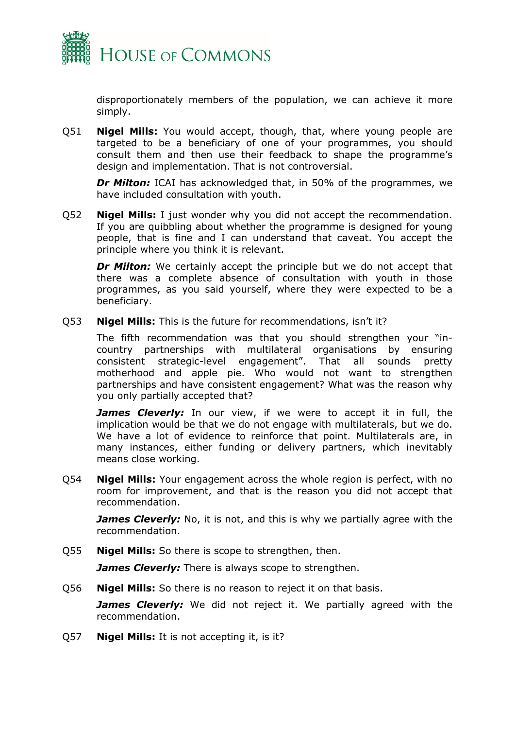disproportionately members of the population, we can achieve it more simply.

Q51 **Nigel Mills:** You would accept, though, that, where young people are targeted to be a beneficiary of one of your programmes, you should consult them and then use their feedback to shape the programme's design and implementation. That is not controversial.

***Dr Milton:*** ICAI has acknowledged that, in 50% of the programmes, we have included consultation with youth.

Q52 **Nigel Mills:** I just wonder why you did not accept the recommendation. If you are quibbling about whether the programme is designed for young people, that is fine and I can understand that caveat. You accept the principle where you think it is relevant.

***Dr Milton:*** We certainly accept the principle but we do not accept that there was a complete absence of consultation with youth in those programmes, as you said yourself, where they were expected to be a beneficiary.

Q53 **Nigel Mills:** This is the future for recommendations, isn't it?

The fifth recommendation was that you should strengthen your "in-country partnerships with multilateral organisations by ensuring consistent strategic-level engagement". That all sounds pretty motherhood and apple pie. Who would not want to strengthen partnerships and have consistent engagement? What was the reason why you only partially accepted that?

***James Cleverly:*** In our view, if we were to accept it in full, the implication would be that we do not engage with multilaterals, but we do. We have a lot of evidence to reinforce that point. Multilaterals are, in many instances, either funding or delivery partners, which inevitably means close working.

Q54 **Nigel Mills:** Your engagement across the whole region is perfect, with no room for improvement, and that is the reason you did not accept that recommendation.

***James Cleverly:*** No, it is not, and this is why we partially agree with the recommendation.

Q55 **Nigel Mills:** So there is scope to strengthen, then.

***James Cleverly:*** There is always scope to strengthen.

Q56 **Nigel Mills:** So there is no reason to reject it on that basis.

***James Cleverly:*** We did not reject it. We partially agreed with the recommendation.

Q57 **Nigel Mills:** It is not accepting it, is it?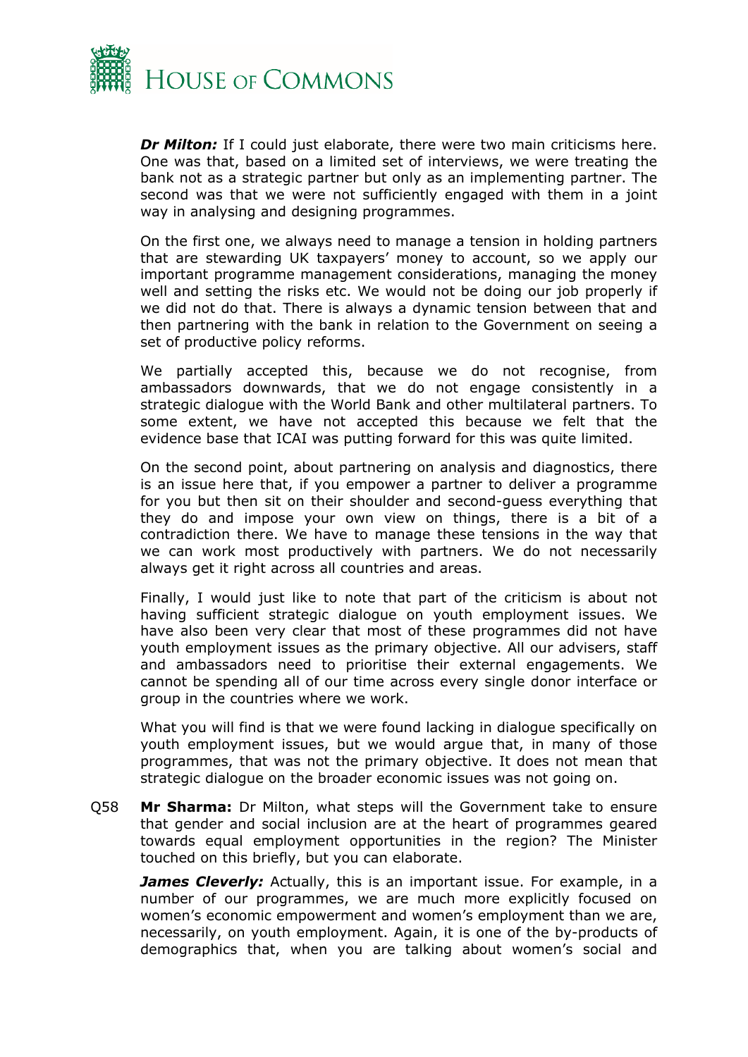***Dr Milton:*** If I could just elaborate, there were two main criticisms here. One was that, based on a limited set of interviews, we were treating the bank not as a strategic partner but only as an implementing partner. The second was that we were not sufficiently engaged with them in a joint way in analysing and designing programmes.

On the first one, we always need to manage a tension in holding partners that are stewarding UK taxpayers' money to account, so we apply our important programme management considerations, managing the money well and setting the risks etc. We would not be doing our job properly if we did not do that. There is always a dynamic tension between that and then partnering with the bank in relation to the Government on seeing a set of productive policy reforms.

We partially accepted this, because we do not recognise, from ambassadors downwards, that we do not engage consistently in a strategic dialogue with the World Bank and other multilateral partners. To some extent, we have not accepted this because we felt that the evidence base that ICAI was putting forward for this was quite limited.

On the second point, about partnering on analysis and diagnostics, there is an issue here that, if you empower a partner to deliver a programme for you but then sit on their shoulder and second-guess everything that they do and impose your own view on things, there is a bit of a contradiction there. We have to manage these tensions in the way that we can work most productively with partners. We do not necessarily always get it right across all countries and areas.

Finally, I would just like to note that part of the criticism is about not having sufficient strategic dialogue on youth employment issues. We have also been very clear that most of these programmes did not have youth employment issues as the primary objective. All our advisers, staff and ambassadors need to prioritise their external engagements. We cannot be spending all of our time across every single donor interface or group in the countries where we work.

What you will find is that we were found lacking in dialogue specifically on youth employment issues, but we would argue that, in many of those programmes, that was not the primary objective. It does not mean that strategic dialogue on the broader economic issues was not going on.

Q58 **Mr Sharma:** Dr Milton, what steps will the Government take to ensure that gender and social inclusion are at the heart of programmes geared towards equal employment opportunities in the region? The Minister touched on this briefly, but you can elaborate.

***James Cleverly:*** Actually, this is an important issue. For example, in a number of our programmes, we are much more explicitly focused on women's economic empowerment and women's employment than we are, necessarily, on youth employment. Again, it is one of the by-products of demographics that, when you are talking about women's social and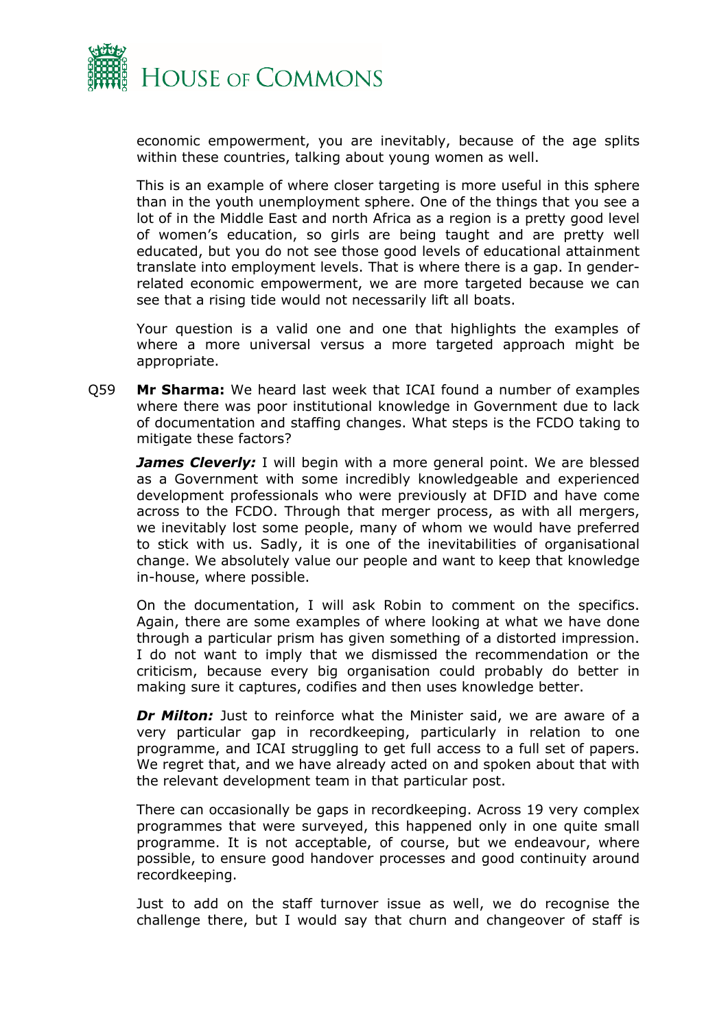economic empowerment, you are inevitably, because of the age splits within these countries, talking about young women as well.

This is an example of where closer targeting is more useful in this sphere than in the youth unemployment sphere. One of the things that you see a lot of in the Middle East and north Africa as a region is a pretty good level of women's education, so girls are being taught and are pretty well educated, but you do not see those good levels of educational attainment translate into employment levels. That is where there is a gap. In gender-related economic empowerment, we are more targeted because we can see that a rising tide would not necessarily lift all boats.

Your question is a valid one and one that highlights the examples of where a more universal versus a more targeted approach might be appropriate.

Q59 **Mr Sharma:** We heard last week that ICAI found a number of examples where there was poor institutional knowledge in Government due to lack of documentation and staffing changes. What steps is the FCDO taking to mitigate these factors?

***James Cleverly:*** I will begin with a more general point. We are blessed as a Government with some incredibly knowledgeable and experienced development professionals who were previously at DFID and have come across to the FCDO. Through that merger process, as with all mergers, we inevitably lost some people, many of whom we would have preferred to stick with us. Sadly, it is one of the inevitabilities of organisational change. We absolutely value our people and want to keep that knowledge in-house, where possible.

On the documentation, I will ask Robin to comment on the specifics. Again, there are some examples of where looking at what we have done through a particular prism has given something of a distorted impression. I do not want to imply that we dismissed the recommendation or the criticism, because every big organisation could probably do better in making sure it captures, codifies and then uses knowledge better.

***Dr Milton:*** Just to reinforce what the Minister said, we are aware of a very particular gap in recordkeeping, particularly in relation to one programme, and ICAI struggling to get full access to a full set of papers. We regret that, and we have already acted on and spoken about that with the relevant development team in that particular post.

There can occasionally be gaps in recordkeeping. Across 19 very complex programmes that were surveyed, this happened only in one quite small programme. It is not acceptable, of course, but we endeavour, where possible, to ensure good handover processes and good continuity around recordkeeping.

Just to add on the staff turnover issue as well, we do recognise the challenge there, but I would say that churn and changeover of staff is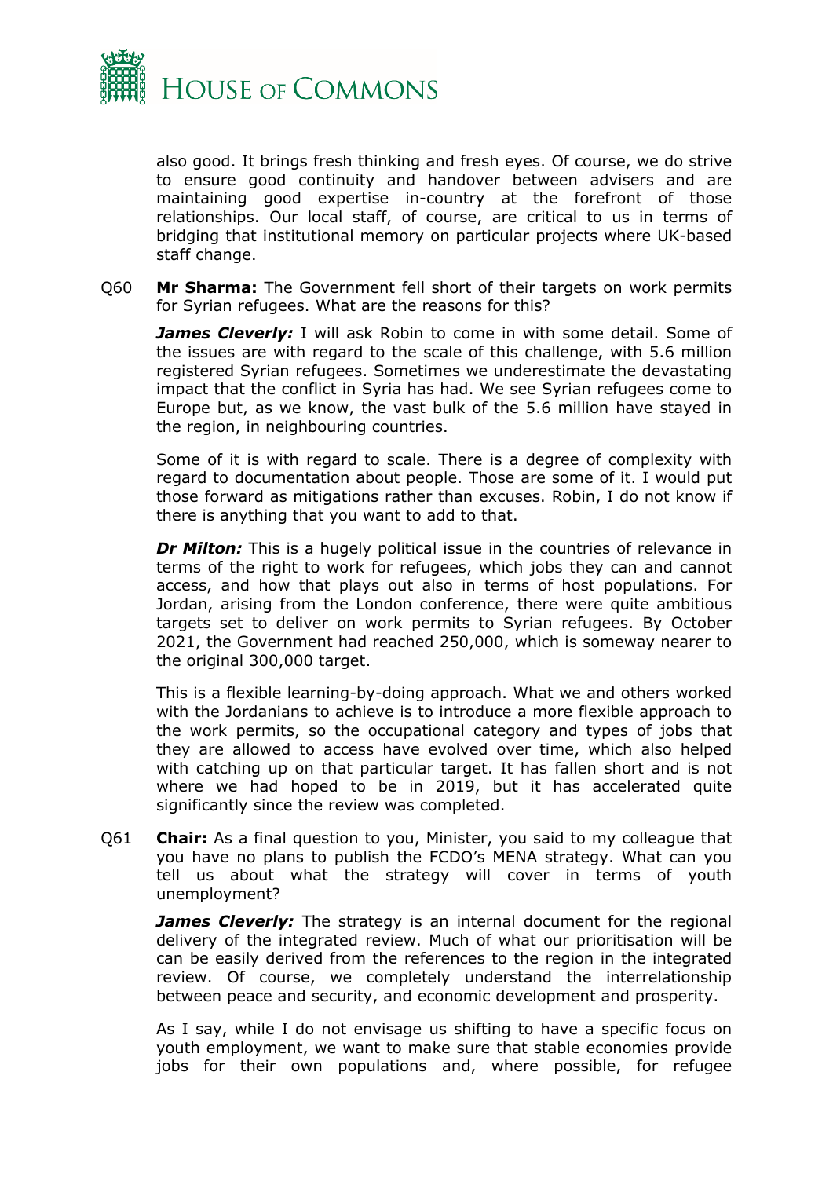also good. It brings fresh thinking and fresh eyes. Of course, we do strive to ensure good continuity and handover between advisers and are maintaining good expertise in-country at the forefront of those relationships. Our local staff, of course, are critical to us in terms of bridging that institutional memory on particular projects where UK-based staff change.

Q60 **Mr Sharma:** The Government fell short of their targets on work permits for Syrian refugees. What are the reasons for this?

***James Cleverly:*** I will ask Robin to come in with some detail. Some of the issues are with regard to the scale of this challenge, with 5.6 million registered Syrian refugees. Sometimes we underestimate the devastating impact that the conflict in Syria has had. We see Syrian refugees come to Europe but, as we know, the vast bulk of the 5.6 million have stayed in the region, in neighbouring countries.

Some of it is with regard to scale. There is a degree of complexity with regard to documentation about people. Those are some of it. I would put those forward as mitigations rather than excuses. Robin, I do not know if there is anything that you want to add to that.

***Dr Milton:*** This is a hugely political issue in the countries of relevance in terms of the right to work for refugees, which jobs they can and cannot access, and how that plays out also in terms of host populations. For Jordan, arising from the London conference, there were quite ambitious targets set to deliver on work permits to Syrian refugees. By October 2021, the Government had reached 250,000, which is someway nearer to the original 300,000 target.

This is a flexible learning-by-doing approach. What we and others worked with the Jordanians to achieve is to introduce a more flexible approach to the work permits, so the occupational category and types of jobs that they are allowed to access have evolved over time, which also helped with catching up on that particular target. It has fallen short and is not where we had hoped to be in 2019, but it has accelerated quite significantly since the review was completed.

Q61 **Chair:** As a final question to you, Minister, you said to my colleague that you have no plans to publish the FCDO's MENA strategy. What can you tell us about what the strategy will cover in terms of youth unemployment?

***James Cleverly:*** The strategy is an internal document for the regional delivery of the integrated review. Much of what our prioritisation will be can be easily derived from the references to the region in the integrated review. Of course, we completely understand the interrelationship between peace and security, and economic development and prosperity.

As I say, while I do not envisage us shifting to have a specific focus on youth employment, we want to make sure that stable economies provide jobs for their own populations and, where possible, for refugee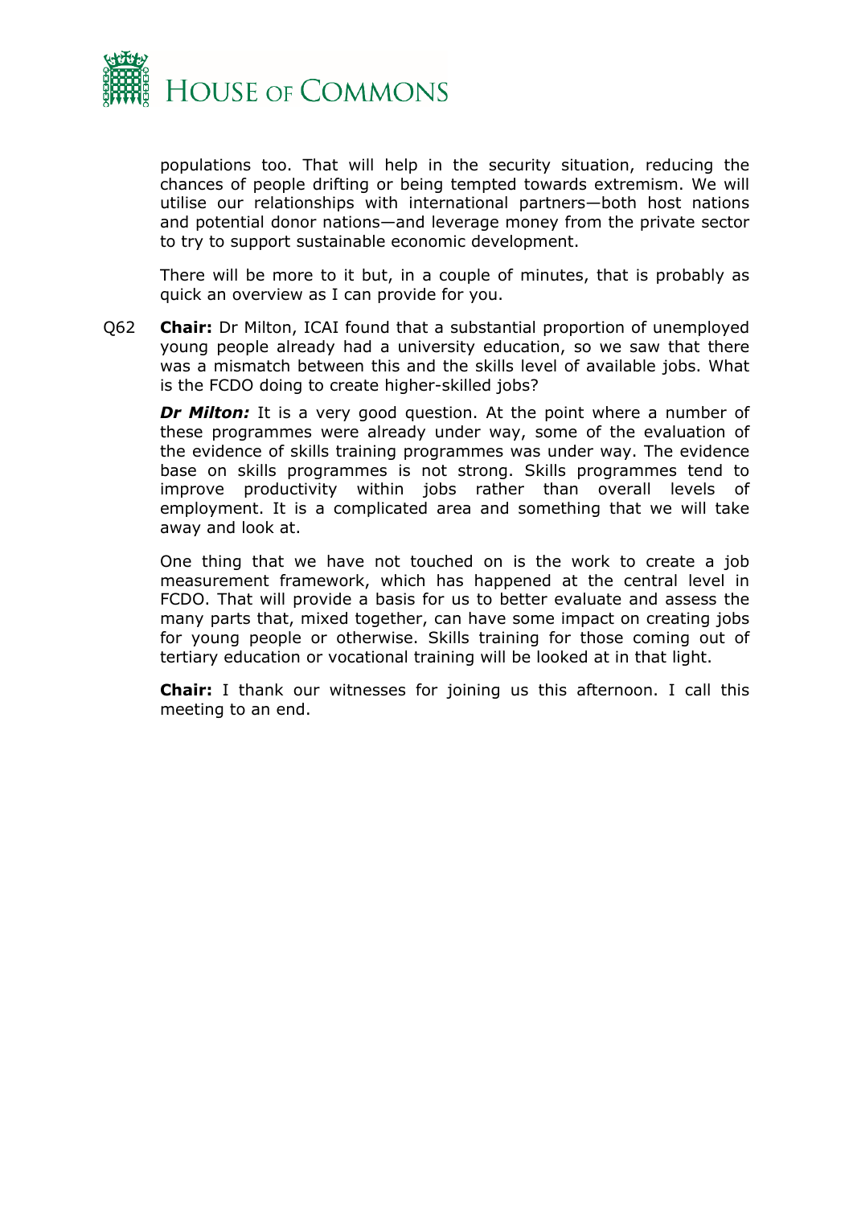populations too. That will help in the security situation, reducing the chances of people drifting or being tempted towards extremism. We will utilise our relationships with international partners—both host nations and potential donor nations—and leverage money from the private sector to try to support sustainable economic development.

There will be more to it but, in a couple of minutes, that is probably as quick an overview as I can provide for you.

Q62 **Chair:** Dr Milton, ICAI found that a substantial proportion of unemployed young people already had a university education, so we saw that there was a mismatch between this and the skills level of available jobs. What is the FCDO doing to create higher-skilled jobs?

***Dr Milton:*** It is a very good question. At the point where a number of these programmes were already under way, some of the evaluation of the evidence of skills training programmes was under way. The evidence base on skills programmes is not strong. Skills programmes tend to improve productivity within jobs rather than overall levels of employment. It is a complicated area and something that we will take away and look at.

One thing that we have not touched on is the work to create a job measurement framework, which has happened at the central level in FCDO. That will provide a basis for us to better evaluate and assess the many parts that, mixed together, can have some impact on creating jobs for young people or otherwise. Skills training for those coming out of tertiary education or vocational training will be looked at in that light.

**Chair:** I thank our witnesses for joining us this afternoon. I call this meeting to an end.